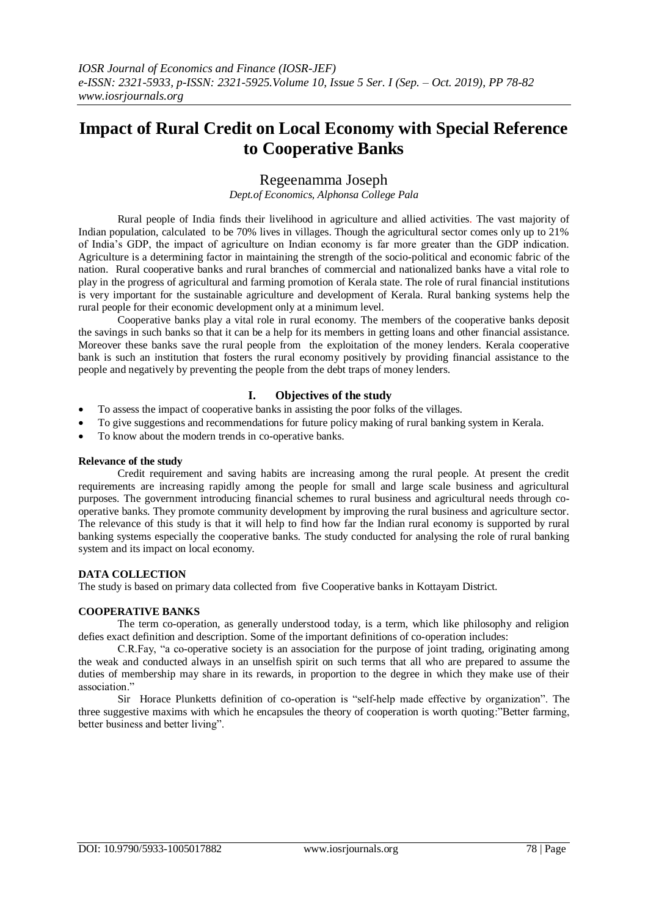# Impact of Rural Credit on Local Economy with Special Reference to Cooperative Banks

Regeenamma Joseph

*Dept.of Economics, Alphonsa College Pala*

Rural people of India finds their livelihood in agriculture and allied activities. The vast majority of Indian population, calculated to be 70% lives in villages. Though the agricultural sector comes only up to 21% of India's GDP, the impact of agriculture on Indian economy is far more greater than the GDP indication. Agriculture is a determining factor in maintaining the strength of the socio-political and economic fabric of the nation. Rural cooperative banks and rural branches of commercial and nationalized banks have a vital role to play in the progress of agricultural and farming promotion of Kerala state. The role of rural financial institutions is very important for the sustainable agriculture and development of Kerala. Rural banking systems help the rural people for their economic development only at a minimum level.

Cooperative banks play a vital role in rural economy. The members of the cooperative banks deposit the savings in such banks so that it can be a help for its members in getting loans and other financial assistance. Moreover these banks save the rural people from the exploitation of the money lenders. Kerala cooperative bank is such an institution that fosters the rural economy positively by providing financial assistance to the people and negatively by preventing the people from the debt traps of money lenders.

## I. Objectives of the study

- To assess the impact of cooperative banks in assisting the poor folks of the villages.
- To give suggestions and recommendations for future policy making of rural banking system in Kerala.
- To know about the modern trends in co-operative banks.

### Relevance of the study

Credit requirement and saving habits are increasing among the rural people. At present the credit requirements are increasing rapidly among the people for small and large scale business and agricultural purposes. The government introducing financial schemes to rural business and agricultural needs through co-operative banks. They promote community development by improving the rural business and agriculture sector. The relevance of this study is that it will help to find how far the Indian rural economy is supported by rural banking systems especially the cooperative banks. The study conducted for analysing the role of rural banking system and its impact on local economy.

### DATA COLLECTION

The study is based on primary data collected from five Cooperative banks in Kottayam District.

### COOPERATIVE BANKS

The term co-operation, as generally understood today, is a term, which like philosophy and religion defies exact definition and description. Some of the important definitions of co-operation includes:

C.R.Fay, "a co-operative society is an association for the purpose of joint trading, originating among the weak and conducted always in an unselfish spirit on such terms that all who are prepared to assume the duties of membership may share in its rewards, in proportion to the degree in which they make use of their association."

Sir Horace Plunketts definition of co-operation is "self-help made effective by organization". The three suggestive maxims with which he encapsules the theory of cooperation is worth quoting:"Better farming, better business and better living".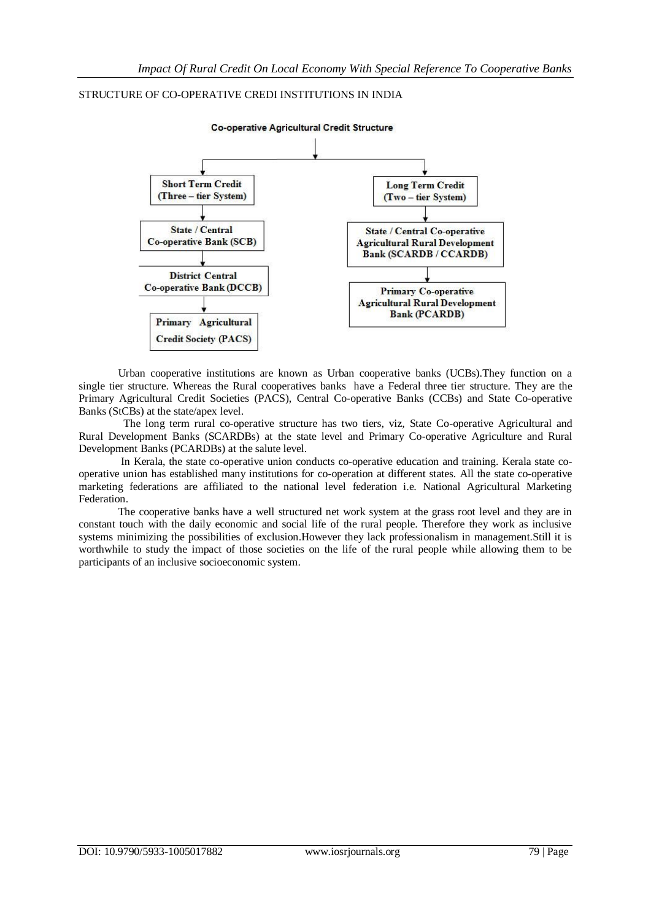STRUCTURE OF CO-OPERATIVE CREDI INSTITUTIONS IN INDIA

**Co-operative Agricultural Credit Structure**

- **Short Term Credit (Three – tier System)**
  - State / Central Co-operative Bank (SCB)
  - District Central Co-operative Bank (DCCB)
  - Primary Agricultural Credit Society (PACS)
- **Long Term Credit (Two – tier System)**
  - State / Central Co-operative Agricultural Rural Development Bank (SCARDB / CCARDB)
  - Primary Co-operative Agricultural Rural Development Bank (PCARDB)

Urban cooperative institutions are known as Urban cooperative banks (UCBs).They function on a single tier structure. Whereas the Rural cooperatives banks have a Federal three tier structure. They are the Primary Agricultural Credit Societies (PACS), Central Co-operative Banks (CCBs) and State Co-operative Banks (StCBs) at the state/apex level.

The long term rural co-operative structure has two tiers, viz, State Co-operative Agricultural and Rural Development Banks (SCARDBs) at the state level and Primary Co-operative Agriculture and Rural Development Banks (PCARDBs) at the salute level.

In Kerala, the state co-operative union conducts co-operative education and training. Kerala state co-operative union has established many institutions for co-operation at different states. All the state co-operative marketing federations are affiliated to the national level federation i.e. National Agricultural Marketing Federation.

The cooperative banks have a well structured net work system at the grass root level and they are in constant touch with the daily economic and social life of the rural people. Therefore they work as inclusive systems minimizing the possibilities of exclusion.However they lack professionalism in management.Still it is worthwhile to study the impact of those societies on the life of the rural people while allowing them to be participants of an inclusive socioeconomic system.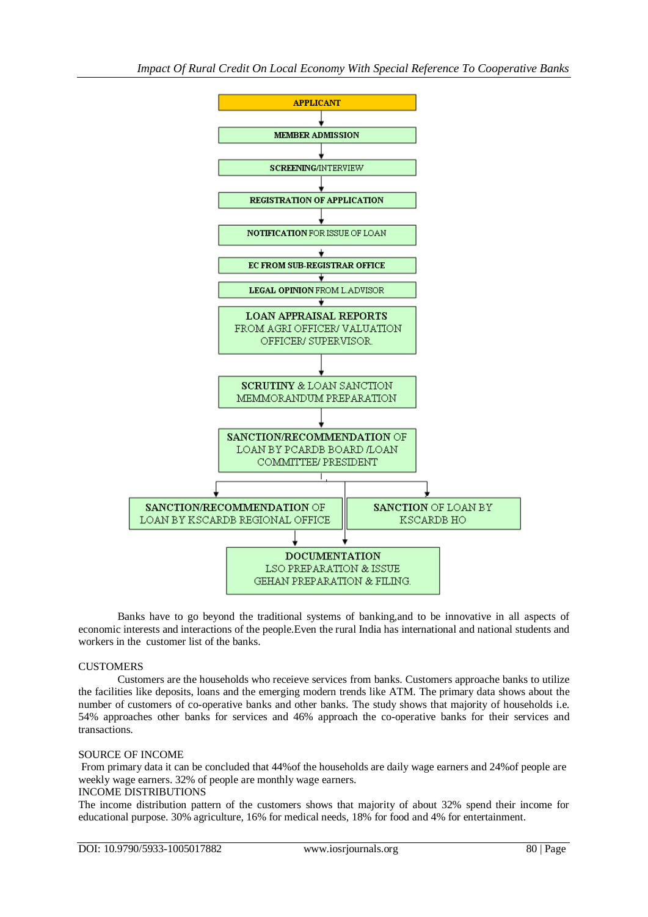APPLICANT

↓

MEMBER ADMISSION

↓

SCREENING/INTERVIEW

↓

REGISTRATION OF APPLICATION

↓

NOTIFICATION FOR ISSUE OF LOAN

↓

EC FROM SUB-REGISTRAR OFFICE

↓

LEGAL OPINION FROM L.ADVISOR

↓

LOAN APPRAISAL REPORTS FROM AGRI OFFICER/ VALUATION OFFICER/ SUPERVISOR.

↓

SCRUTINY & LOAN SANCTION MEMMORANDUM PREPARATION

↓

SANCTION/RECOMMENDATION OF LOAN BY PCARDB BOARD /LOAN COMMITTEE/ PRESIDENT

↓

SANCTION/RECOMMENDATION OF LOAN BY KSCARDB REGIONAL OFFICE | SANCTION OF LOAN BY KSCARDB HO

↓

DOCUMENTATION LSO PREPARATION & ISSUE GEHAN PREPARATION & FILING.

Banks have to go beyond the traditional systems of banking,and to be innovative in all aspects of economic interests and interactions of the people.Even the rural India has international and national students and workers in the customer list of the banks.

CUSTOMERS

Customers are the households who receieve services from banks. Customers approache banks to utilize the facilities like deposits, loans and the emerging modern trends like ATM. The primary data shows about the number of customers of co-operative banks and other banks. The study shows that majority of households i.e. 54% approaches other banks for services and 46% approach the co-operative banks for their services and transactions.

SOURCE OF INCOME

From primary data it can be concluded that 44%of the households are daily wage earners and 24%of people are weekly wage earners. 32% of people are monthly wage earners.

INCOME DISTRIBUTIONS

The income distribution pattern of the customers shows that majority of about 32% spend their income for educational purpose. 30% agriculture, 16% for medical needs, 18% for food and 4% for entertainment.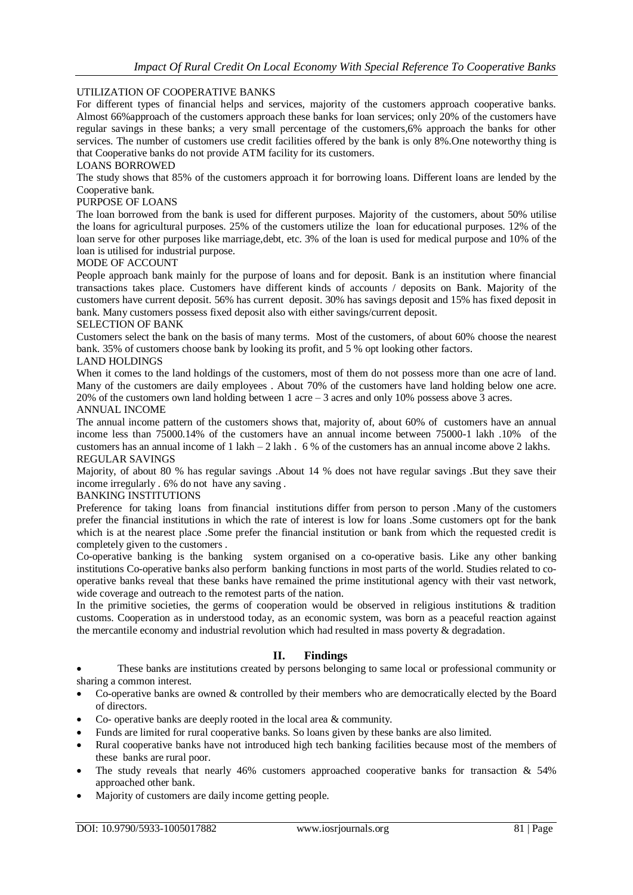UTILIZATION OF COOPERATIVE BANKS

For different types of financial helps and services, majority of the customers approach cooperative banks. Almost 66%approach of the customers approach these banks for loan services; only 20% of the customers have regular savings in these banks; a very small percentage of the customers,6% approach the banks for other services. The number of customers use credit facilities offered by the bank is only 8%.One noteworthy thing is that Cooperative banks do not provide ATM facility for its customers.

LOANS BORROWED

The study shows that 85% of the customers approach it for borrowing loans. Different loans are lended by the Cooperative bank.

PURPOSE OF LOANS

The loan borrowed from the bank is used for different purposes. Majority of the customers, about 50% utilise the loans for agricultural purposes. 25% of the customers utilize the loan for educational purposes. 12% of the loan serve for other purposes like marriage,debt, etc. 3% of the loan is used for medical purpose and 10% of the loan is utilised for industrial purpose.

MODE OF ACCOUNT

People approach bank mainly for the purpose of loans and for deposit. Bank is an institution where financial transactions takes place. Customers have different kinds of accounts / deposits on Bank. Majority of the customers have current deposit. 56% has current deposit. 30% has savings deposit and 15% has fixed deposit in bank. Many customers possess fixed deposit also with either savings/current deposit.

SELECTION OF BANK

Customers select the bank on the basis of many terms. Most of the customers, of about 60% choose the nearest bank. 35% of customers choose bank by looking its profit, and 5 % opt looking other factors.

LAND HOLDINGS

When it comes to the land holdings of the customers, most of them do not possess more than one acre of land. Many of the customers are daily employees . About 70% of the customers have land holding below one acre. 20% of the customers own land holding between 1 acre – 3 acres and only 10% possess above 3 acres.

ANNUAL INCOME

The annual income pattern of the customers shows that, majority of, about 60% of customers have an annual income less than 75000.14% of the customers have an annual income between 75000-1 lakh .10% of the customers has an annual income of 1 lakh – 2 lakh . 6 % of the customers has an annual income above 2 lakhs.

REGULAR SAVINGS

Majority, of about 80 % has regular savings .About 14 % does not have regular savings .But they save their income irregularly . 6% do not have any saving .

BANKING INSTITUTIONS

Preference for taking loans from financial institutions differ from person to person .Many of the customers prefer the financial institutions in which the rate of interest is low for loans .Some customers opt for the bank which is at the nearest place .Some prefer the financial institution or bank from which the requested credit is completely given to the customers .

Co-operative banking is the banking system organised on a co-operative basis. Like any other banking institutions Co-operative banks also perform banking functions in most parts of the world. Studies related to co-operative banks reveal that these banks have remained the prime institutional agency with their vast network, wide coverage and outreach to the remotest parts of the nation.

In the primitive societies, the germs of cooperation would be observed in religious institutions & tradition customs. Cooperation as in understood today, as an economic system, was born as a peaceful reaction against the mercantile economy and industrial revolution which had resulted in mass poverty & degradation.

## II. Findings

- These banks are institutions created by persons belonging to same local or professional community or sharing a common interest.
- Co-operative banks are owned & controlled by their members who are democratically elected by the Board of directors.
- Co- operative banks are deeply rooted in the local area & community.
- Funds are limited for rural cooperative banks. So loans given by these banks are also limited.
- Rural cooperative banks have not introduced high tech banking facilities because most of the members of these banks are rural poor.
- The study reveals that nearly 46% customers approached cooperative banks for transaction & 54% approached other bank.
- Majority of customers are daily income getting people.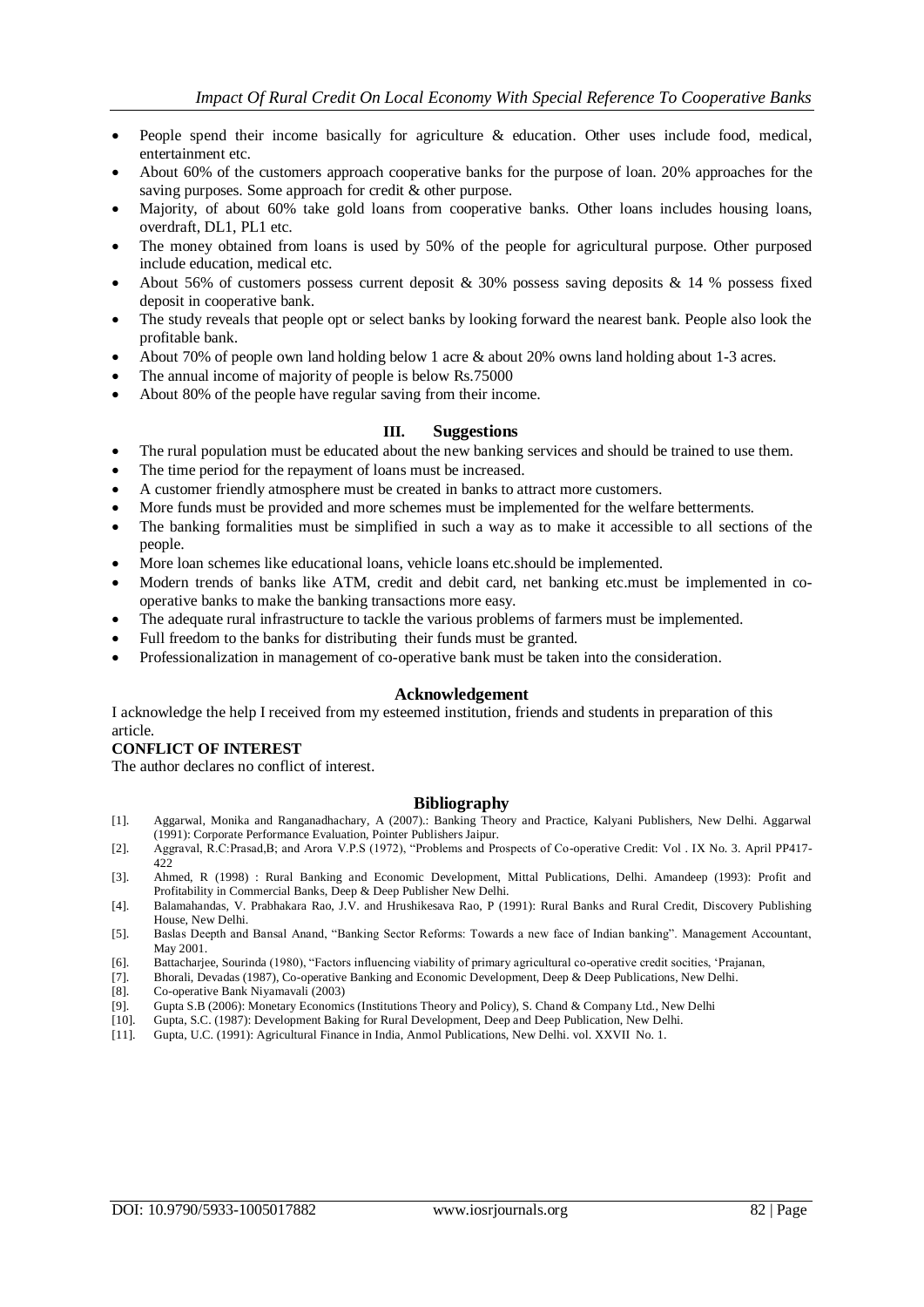- People spend their income basically for agriculture & education. Other uses include food, medical, entertainment etc.
- About 60% of the customers approach cooperative banks for the purpose of loan. 20% approaches for the saving purposes. Some approach for credit & other purpose.
- Majority, of about 60% take gold loans from cooperative banks. Other loans includes housing loans, overdraft, DL1, PL1 etc.
- The money obtained from loans is used by 50% of the people for agricultural purpose. Other purposed include education, medical etc.
- About 56% of customers possess current deposit & 30% possess saving deposits & 14 % possess fixed deposit in cooperative bank.
- The study reveals that people opt or select banks by looking forward the nearest bank. People also look the profitable bank.
- About 70% of people own land holding below 1 acre & about 20% owns land holding about 1-3 acres.
- The annual income of majority of people is below Rs.75000
- About 80% of the people have regular saving from their income.

## III. Suggestions

- The rural population must be educated about the new banking services and should be trained to use them.
- The time period for the repayment of loans must be increased.
- A customer friendly atmosphere must be created in banks to attract more customers.
- More funds must be provided and more schemes must be implemented for the welfare betterments.
- The banking formalities must be simplified in such a way as to make it accessible to all sections of the people.
- More loan schemes like educational loans, vehicle loans etc.should be implemented.
- Modern trends of banks like ATM, credit and debit card, net banking etc.must be implemented in co-operative banks to make the banking transactions more easy.
- The adequate rural infrastructure to tackle the various problems of farmers must be implemented.
- Full freedom to the banks for distributing their funds must be granted.
- Professionalization in management of co-operative bank must be taken into the consideration.

## Acknowledgement

I acknowledge the help I received from my esteemed institution, friends and students in preparation of this article.

**CONFLICT OF INTEREST**

The author declares no conflict of interest.

## Bibliography

[1]. Aggarwal, Monika and Ranganadhachary, A (2007).: Banking Theory and Practice, Kalyani Publishers, New Delhi. Aggarwal (1991): Corporate Performance Evaluation, Pointer Publishers Jaipur.

[2]. Aggraval, R.C:Prasad,B; and Arora V.P.S (1972), "Problems and Prospects of Co-operative Credit: Vol . IX No. 3. April PP417-422

[3]. Ahmed, R (1998) : Rural Banking and Economic Development, Mittal Publications, Delhi. Amandeep (1993): Profit and Profitability in Commercial Banks, Deep & Deep Publisher New Delhi.

[4]. Balamahandas, V. Prabhakara Rao, J.V. and Hrushikesava Rao, P (1991): Rural Banks and Rural Credit, Discovery Publishing House, New Delhi.

[5]. Baslas Deepth and Bansal Anand, "Banking Sector Reforms: Towards a new face of Indian banking". Management Accountant, May 2001.

[6]. Battacharjee, Sourinda (1980), "Factors influencing viability of primary agricultural co-operative credit socities, 'Prajanan,

[7]. Bhorali, Devadas (1987), Co-operative Banking and Economic Development, Deep & Deep Publications, New Delhi.

[8]. Co-operative Bank Niyamavali (2003)

[9]. Gupta S.B (2006): Monetary Economics (Institutions Theory and Policy), S. Chand & Company Ltd., New Delhi

[10]. Gupta, S.C. (1987): Development Baking for Rural Development, Deep and Deep Publication, New Delhi.

[11]. Gupta, U.C. (1991): Agricultural Finance in India, Anmol Publications, New Delhi. vol. XXVII No. 1.